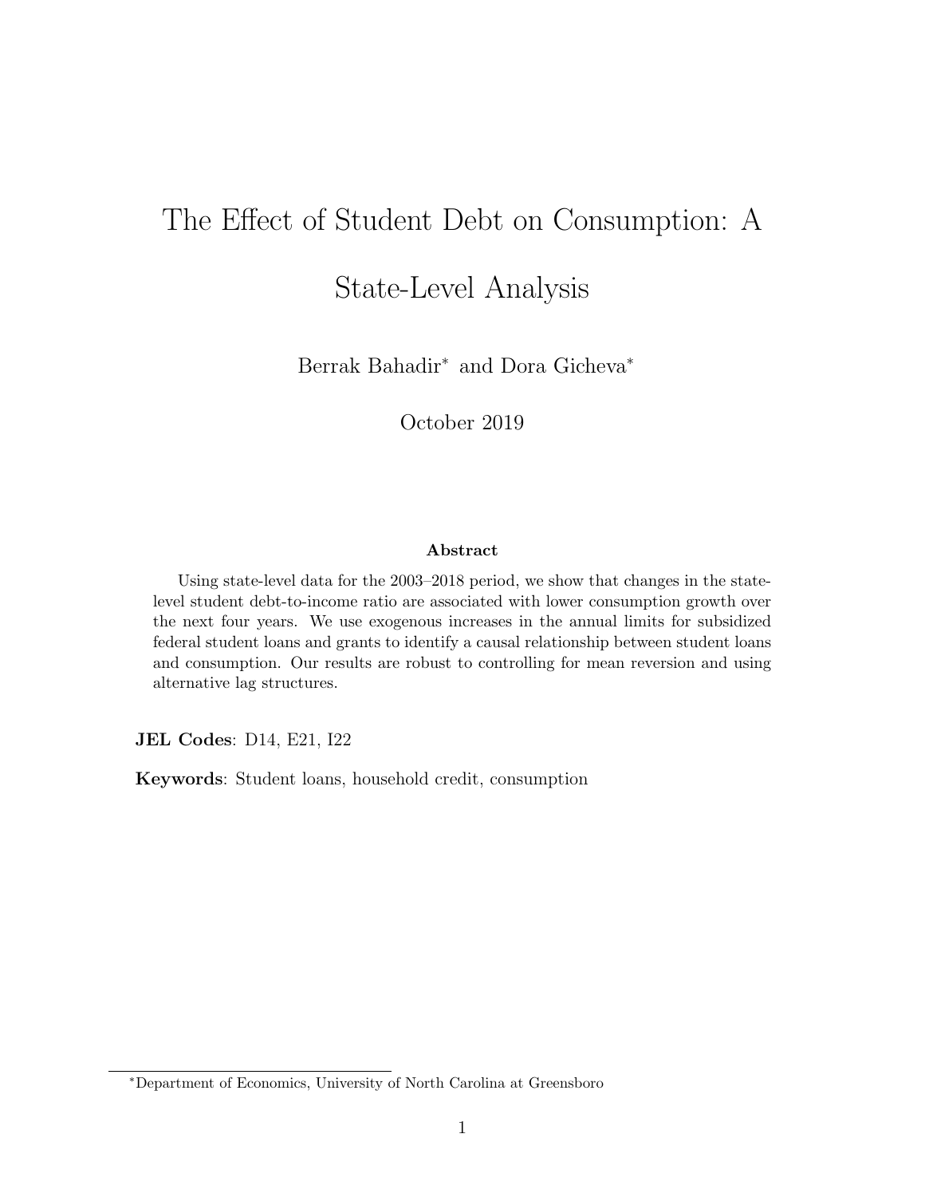# The Effect of Student Debt on Consumption: A State-Level Analysis

Berrak Bahadir* and Dora Gicheva*

October 2019

### Abstract

Using state-level data for the 2003–2018 period, we show that changes in the state-level student debt-to-income ratio are associated with lower consumption growth over the next four years. We use exogenous increases in the annual limits for subsidized federal student loans and grants to identify a causal relationship between student loans and consumption. Our results are robust to controlling for mean reversion and using alternative lag structures.

**JEL Codes**: D14, E21, I22

**Keywords**: Student loans, household credit, consumption

*Department of Economics, University of North Carolina at Greensboro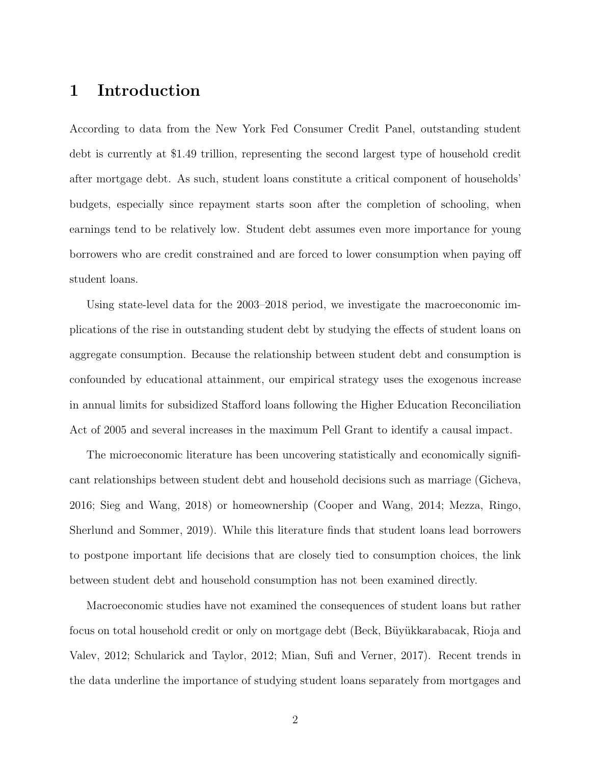# 1 Introduction

According to data from the New York Fed Consumer Credit Panel, outstanding student debt is currently at $1.49 trillion, representing the second largest type of household credit after mortgage debt. As such, student loans constitute a critical component of households' budgets, especially since repayment starts soon after the completion of schooling, when earnings tend to be relatively low. Student debt assumes even more importance for young borrowers who are credit constrained and are forced to lower consumption when paying off student loans.

Using state-level data for the 2003–2018 period, we investigate the macroeconomic implications of the rise in outstanding student debt by studying the effects of student loans on aggregate consumption. Because the relationship between student debt and consumption is confounded by educational attainment, our empirical strategy uses the exogenous increase in annual limits for subsidized Stafford loans following the Higher Education Reconciliation Act of 2005 and several increases in the maximum Pell Grant to identify a causal impact.

The microeconomic literature has been uncovering statistically and economically significant relationships between student debt and household decisions such as marriage (Gicheva, 2016; Sieg and Wang, 2018) or homeownership (Cooper and Wang, 2014; Mezza, Ringo, Sherlund and Sommer, 2019). While this literature finds that student loans lead borrowers to postpone important life decisions that are closely tied to consumption choices, the link between student debt and household consumption has not been examined directly.

Macroeconomic studies have not examined the consequences of student loans but rather focus on total household credit or only on mortgage debt (Beck, Büyükkarabacak, Rioja and Valev, 2012; Schularick and Taylor, 2012; Mian, Sufi and Verner, 2017). Recent trends in the data underline the importance of studying student loans separately from mortgages and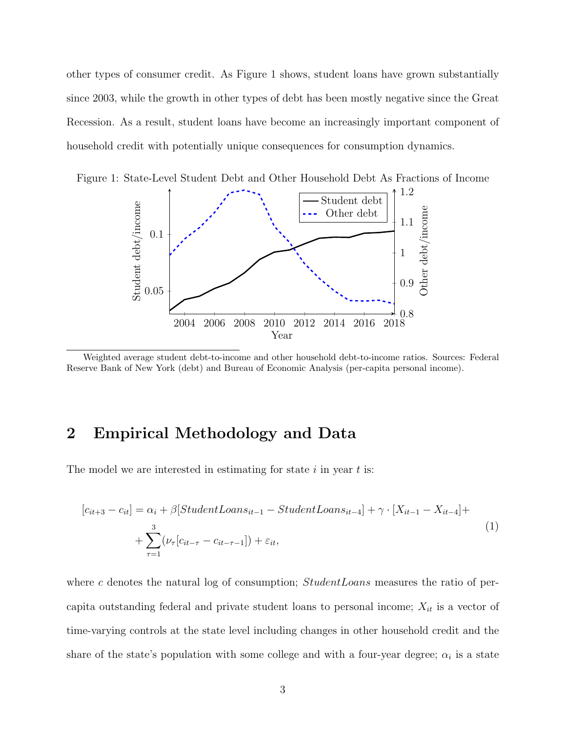other types of consumer credit. As Figure 1 shows, student loans have grown substantially since 2003, while the growth in other types of debt has been mostly negative since the Great Recession. As a result, student loans have become an increasingly important component of household credit with potentially unique consequences for consumption dynamics.

Figure 1: State-Level Student Debt and Other Household Debt As Fractions of Income

Weighted average student debt-to-income and other household debt-to-income ratios. Sources: Federal Reserve Bank of New York (debt) and Bureau of Economic Analysis (per-capita personal income).

## 2 Empirical Methodology and Data

The model we are interested in estimating for state $i$ in year $t$ is:

$$[c_{it+3} - c_{it}] = \alpha_i + \beta[StudentLoans_{it-1} - StudentLoans_{it-4}] + \gamma \cdot [X_{it-1} - X_{it-4}] + \\ + \sum_{\tau=1}^{3}(\nu_\tau[c_{it-\tau} - c_{it-\tau-1}]) + \varepsilon_{it}, \tag{1}$$

where $c$ denotes the natural log of consumption; $StudentLoans$ measures the ratio of per-capita outstanding federal and private student loans to personal income; $X_{it}$ is a vector of time-varying controls at the state level including changes in other household credit and the share of the state's population with some college and with a four-year degree; $\alpha_i$ is a state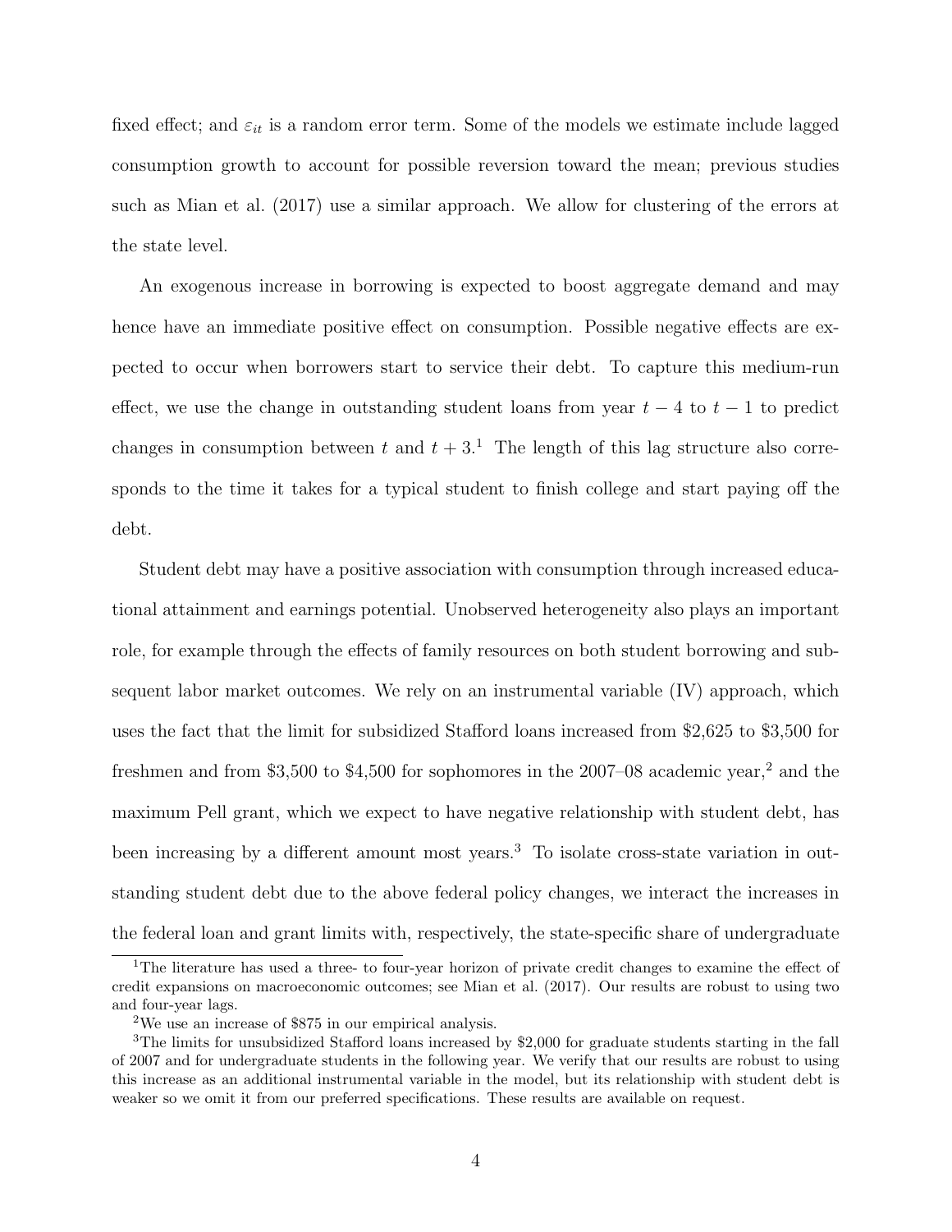fixed effect; and $\varepsilon_{it}$ is a random error term. Some of the models we estimate include lagged consumption growth to account for possible reversion toward the mean; previous studies such as Mian et al. (2017) use a similar approach. We allow for clustering of the errors at the state level.

An exogenous increase in borrowing is expected to boost aggregate demand and may hence have an immediate positive effect on consumption. Possible negative effects are expected to occur when borrowers start to service their debt. To capture this medium-run effect, we use the change in outstanding student loans from year $t-4$ to $t-1$ to predict changes in consumption between $t$ and $t+3$.[1] The length of this lag structure also corresponds to the time it takes for a typical student to finish college and start paying off the debt.

Student debt may have a positive association with consumption through increased educational attainment and earnings potential. Unobserved heterogeneity also plays an important role, for example through the effects of family resources on both student borrowing and subsequent labor market outcomes. We rely on an instrumental variable (IV) approach, which uses the fact that the limit for subsidized Stafford loans increased from \$2,625 to \$3,500 for freshmen and from \$3,500 to \$4,500 for sophomores in the 2007–08 academic year,[2] and the maximum Pell grant, which we expect to have negative relationship with student debt, has been increasing by a different amount most years.[3] To isolate cross-state variation in outstanding student debt due to the above federal policy changes, we interact the increases in the federal loan and grant limits with, respectively, the state-specific share of undergraduate

[1] The literature has used a three- to four-year horizon of private credit changes to examine the effect of credit expansions on macroeconomic outcomes; see Mian et al. (2017). Our results are robust to using two and four-year lags.

[2] We use an increase of \$875 in our empirical analysis.

[3] The limits for unsubsidized Stafford loans increased by \$2,000 for graduate students starting in the fall of 2007 and for undergraduate students in the following year. We verify that our results are robust to using this increase as an additional instrumental variable in the model, but its relationship with student debt is weaker so we omit it from our preferred specifications. These results are available on request.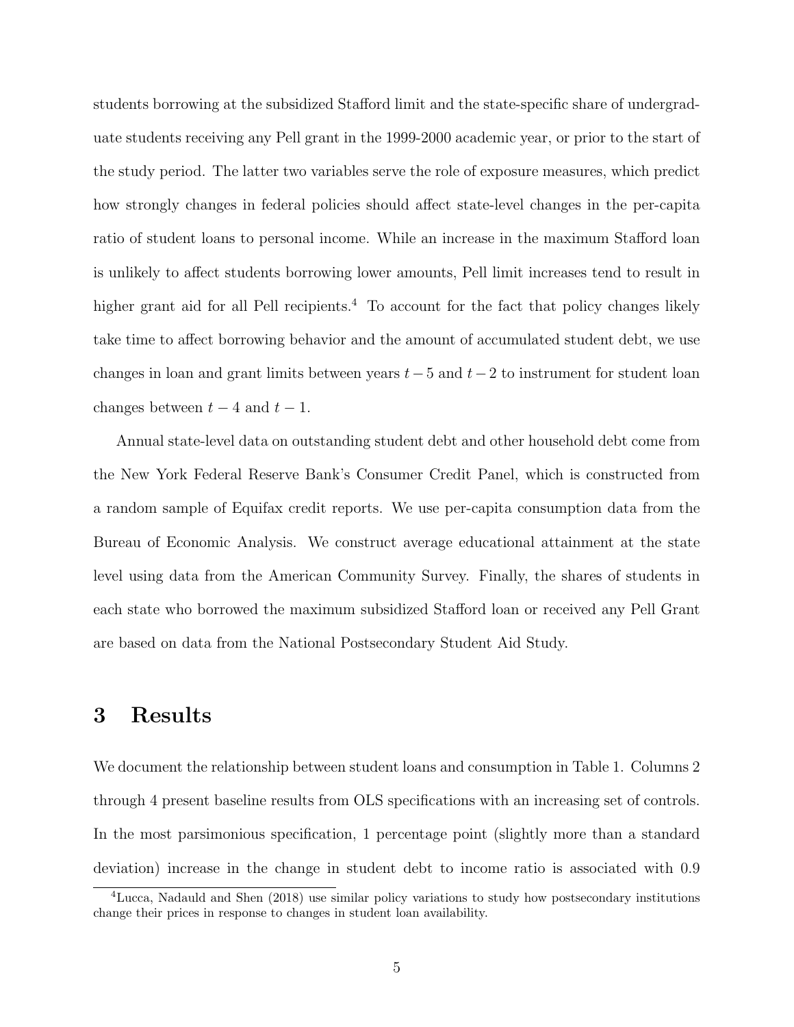students borrowing at the subsidized Stafford limit and the state-specific share of undergraduate students receiving any Pell grant in the 1999-2000 academic year, or prior to the start of the study period. The latter two variables serve the role of exposure measures, which predict how strongly changes in federal policies should affect state-level changes in the per-capita ratio of student loans to personal income. While an increase in the maximum Stafford loan is unlikely to affect students borrowing lower amounts, Pell limit increases tend to result in higher grant aid for all Pell recipients.[4] To account for the fact that policy changes likely take time to affect borrowing behavior and the amount of accumulated student debt, we use changes in loan and grant limits between years $t-5$ and $t-2$ to instrument for student loan changes between $t-4$ and $t-1$.

Annual state-level data on outstanding student debt and other household debt come from the New York Federal Reserve Bank's Consumer Credit Panel, which is constructed from a random sample of Equifax credit reports. We use per-capita consumption data from the Bureau of Economic Analysis. We construct average educational attainment at the state level using data from the American Community Survey. Finally, the shares of students in each state who borrowed the maximum subsidized Stafford loan or received any Pell Grant are based on data from the National Postsecondary Student Aid Study.

# 3 Results

We document the relationship between student loans and consumption in Table 1. Columns 2 through 4 present baseline results from OLS specifications with an increasing set of controls. In the most parsimonious specification, 1 percentage point (slightly more than a standard deviation) increase in the change in student debt to income ratio is associated with 0.9

[4] Lucca, Nadauld and Shen (2018) use similar policy variations to study how postsecondary institutions change their prices in response to changes in student loan availability.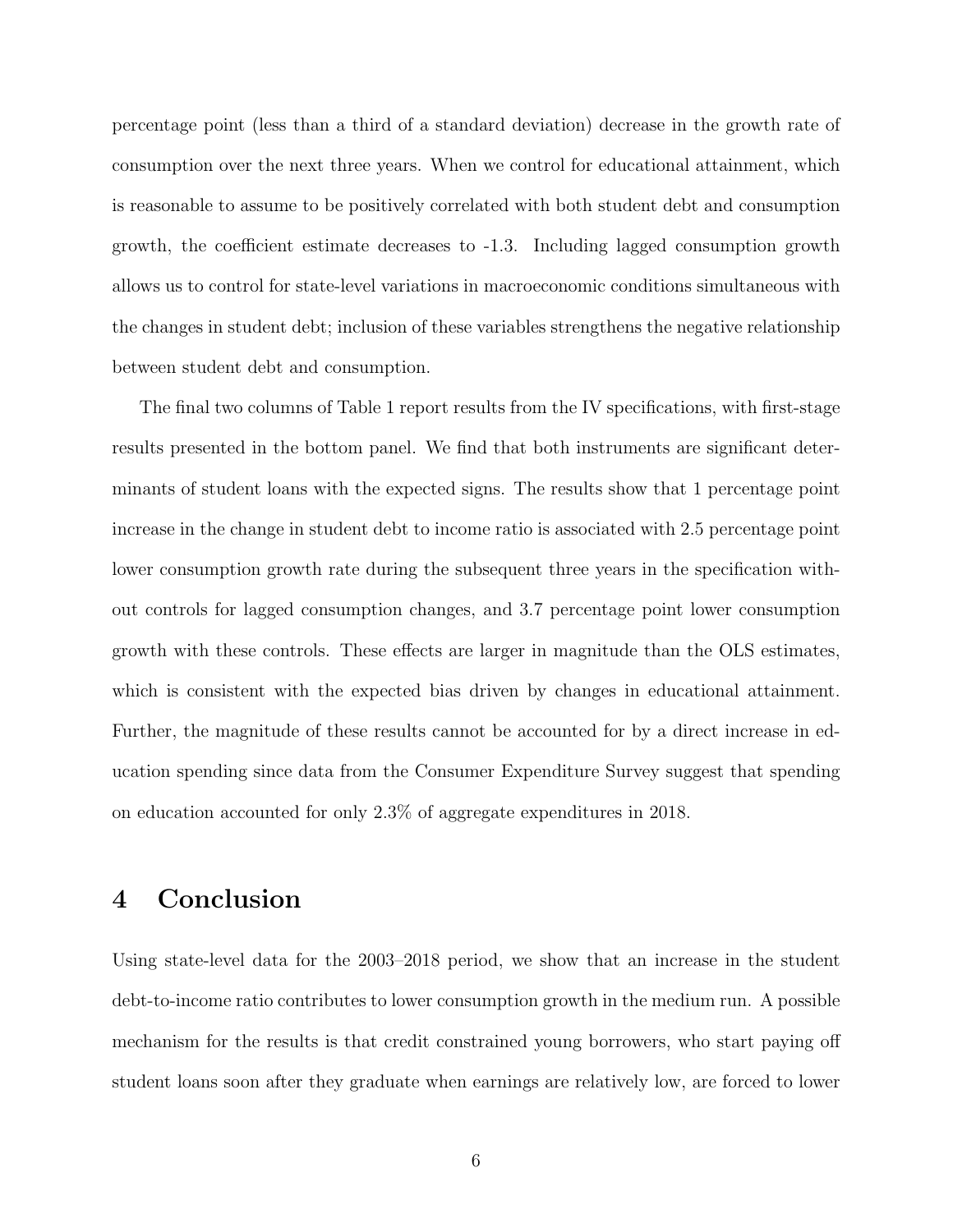percentage point (less than a third of a standard deviation) decrease in the growth rate of consumption over the next three years. When we control for educational attainment, which is reasonable to assume to be positively correlated with both student debt and consumption growth, the coefficient estimate decreases to -1.3. Including lagged consumption growth allows us to control for state-level variations in macroeconomic conditions simultaneous with the changes in student debt; inclusion of these variables strengthens the negative relationship between student debt and consumption.

The final two columns of Table 1 report results from the IV specifications, with first-stage results presented in the bottom panel. We find that both instruments are significant determinants of student loans with the expected signs. The results show that 1 percentage point increase in the change in student debt to income ratio is associated with 2.5 percentage point lower consumption growth rate during the subsequent three years in the specification without controls for lagged consumption changes, and 3.7 percentage point lower consumption growth with these controls. These effects are larger in magnitude than the OLS estimates, which is consistent with the expected bias driven by changes in educational attainment. Further, the magnitude of these results cannot be accounted for by a direct increase in education spending since data from the Consumer Expenditure Survey suggest that spending on education accounted for only 2.3% of aggregate expenditures in 2018.

# 4 Conclusion

Using state-level data for the 2003–2018 period, we show that an increase in the student debt-to-income ratio contributes to lower consumption growth in the medium run. A possible mechanism for the results is that credit constrained young borrowers, who start paying off student loans soon after they graduate when earnings are relatively low, are forced to lower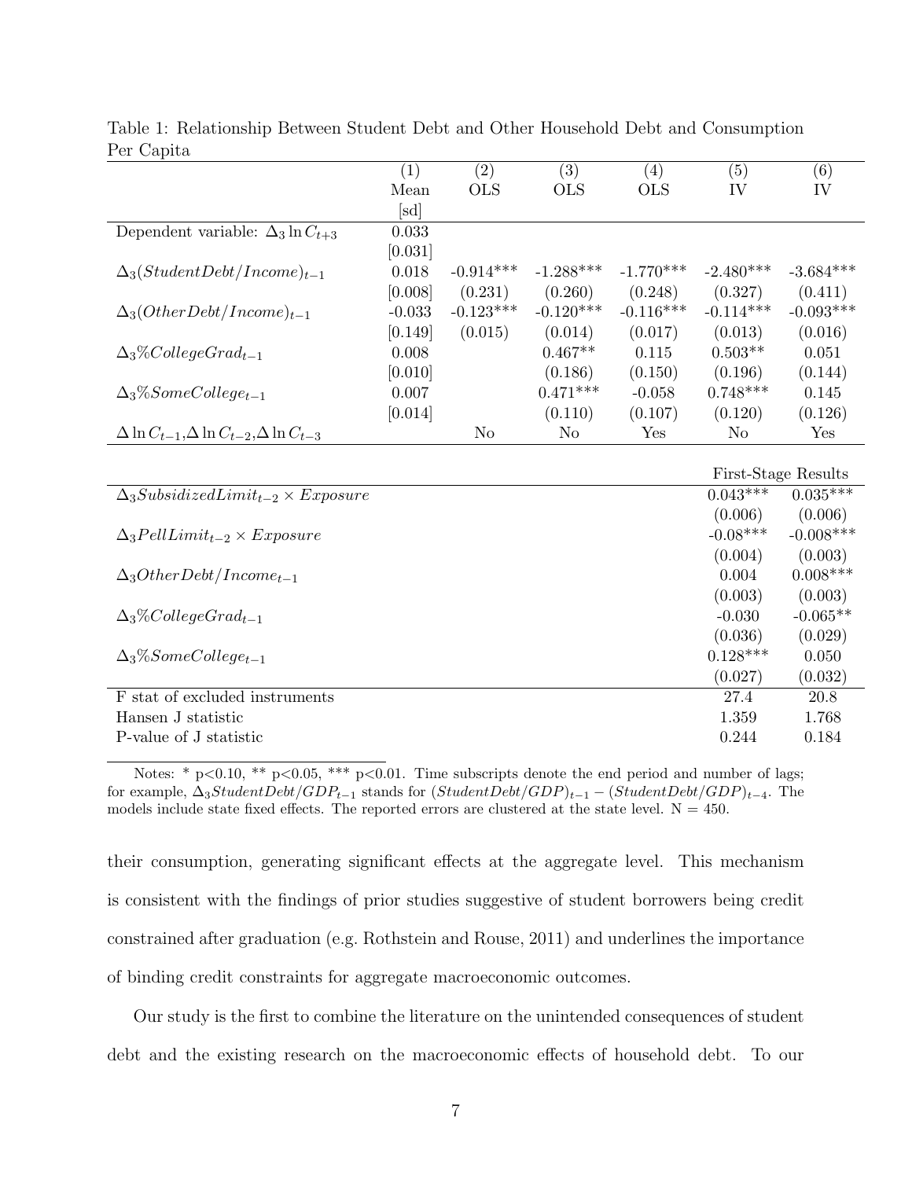Table 1: Relationship Between Student Debt and Other Household Debt and Consumption Per Capita

| | (1) | (2) | (3) | (4) | (5) | (6) |
|---|---|---|---|---|---|---|
| | Mean | OLS | OLS | OLS | IV | IV |
| | [sd] | | | | | |
| Dependent variable: $\Delta_3 \ln C_{t+3}$ | 0.033 | | | | | |
| | [0.031] | | | | | |
| $\Delta_3(StudentDebt/Income)_{t-1}$ | 0.018 | -0.914*** | -1.288*** | -1.770*** | -2.480*** | -3.684*** |
| | [0.008] | (0.231) | (0.260) | (0.248) | (0.327) | (0.411) |
| $\Delta_3(OtherDebt/Income)_{t-1}$ | -0.033 | -0.123*** | -0.120*** | -0.116*** | -0.114*** | -0.093*** |
| | [0.149] | (0.015) | (0.014) | (0.017) | (0.013) | (0.016) |
| $\Delta_3\%CollegeGrad_{t-1}$ | 0.008 | | 0.467** | 0.115 | 0.503** | 0.051 |
| | [0.010] | | (0.186) | (0.150) | (0.196) | (0.144) |
| $\Delta_3\%SomeCollege_{t-1}$ | 0.007 | | 0.471*** | -0.058 | 0.748*** | 0.145 |
| | [0.014] | | (0.110) | (0.107) | (0.120) | (0.126) |
| $\Delta \ln C_{t-1}$,$\Delta \ln C_{t-2}$,$\Delta \ln C_{t-3}$ | | No | No | Yes | No | Yes |
| | | | | | **First-Stage Results** | |
| $\Delta_3 SubsidizedLimit_{t-2} \times Exposure$ | | | | | 0.043*** | 0.035*** |
| | | | | | (0.006) | (0.006) |
| $\Delta_3 PellLimit_{t-2} \times Exposure$ | | | | | -0.08*** | -0.008*** |
| | | | | | (0.004) | (0.003) |
| $\Delta_3 OtherDebt/Income_{t-1}$ | | | | | 0.004 | 0.008*** |
| | | | | | (0.003) | (0.003) |
| $\Delta_3\%CollegeGrad_{t-1}$ | | | | | -0.030 | -0.065** |
| | | | | | (0.036) | (0.029) |
| $\Delta_3\%SomeCollege_{t-1}$ | | | | | 0.128*** | 0.050 |
| | | | | | (0.027) | (0.032) |
| F stat of excluded instruments | | | | | 27.4 | 20.8 |
| Hansen J statistic | | | | | 1.359 | 1.768 |
| P-value of J statistic | | | | | 0.244 | 0.184 |

Notes: * p<0.10, ** p<0.05, *** p<0.01. Time subscripts denote the end period and number of lags; for example, $\Delta_3 StudentDebt/GDP_{t-1}$ stands for $(StudentDebt/GDP)_{t-1} - (StudentDebt/GDP)_{t-4}$. The models include state fixed effects. The reported errors are clustered at the state level. N = 450.

their consumption, generating significant effects at the aggregate level. This mechanism is consistent with the findings of prior studies suggestive of student borrowers being credit constrained after graduation (e.g. Rothstein and Rouse, 2011) and underlines the importance of binding credit constraints for aggregate macroeconomic outcomes.

Our study is the first to combine the literature on the unintended consequences of student debt and the existing research on the macroeconomic effects of household debt. To our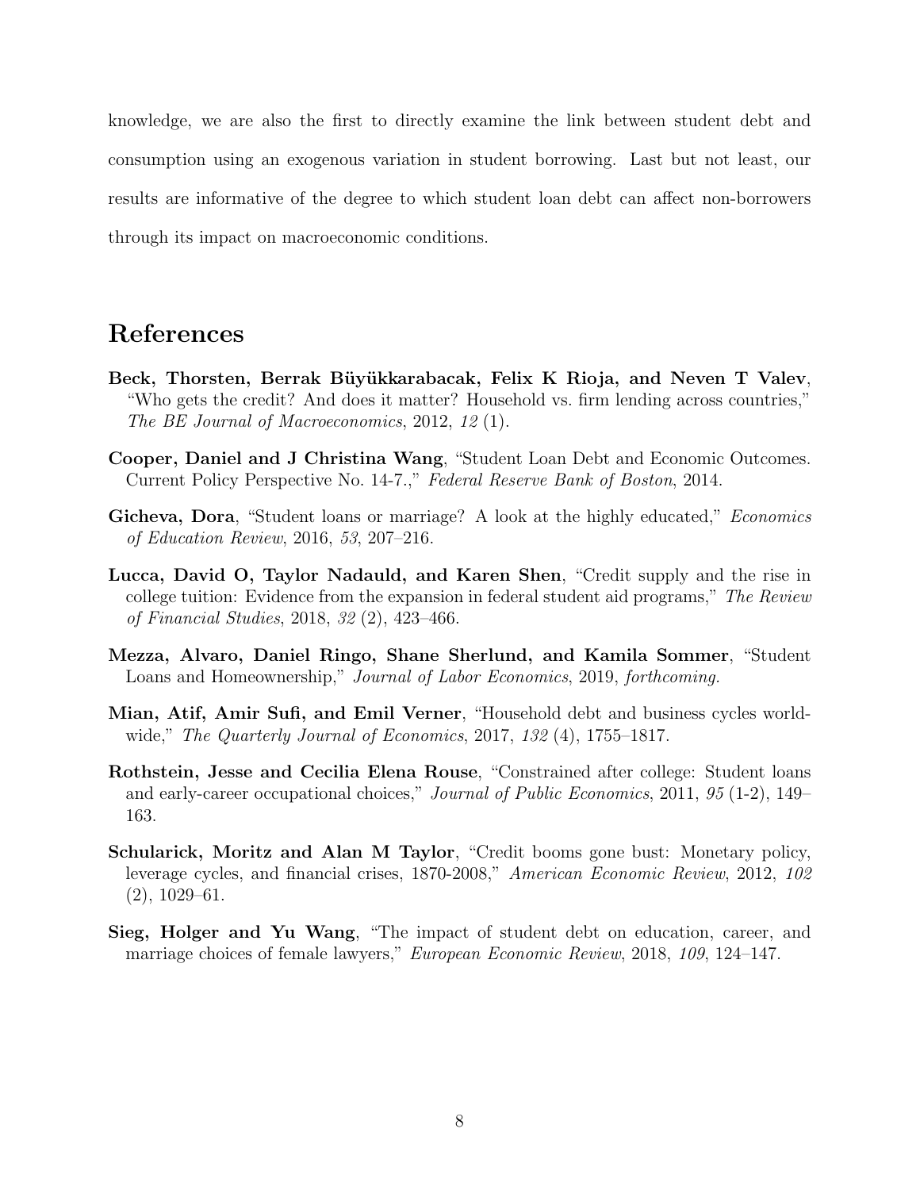knowledge, we are also the first to directly examine the link between student debt and consumption using an exogenous variation in student borrowing. Last but not least, our results are informative of the degree to which student loan debt can affect non-borrowers through its impact on macroeconomic conditions.

## References

**Beck, Thorsten, Berrak Büyükkarabacak, Felix K Rioja, and Neven T Valev**, "Who gets the credit? And does it matter? Household vs. firm lending across countries," *The BE Journal of Macroeconomics*, 2012, *12* (1).

**Cooper, Daniel and J Christina Wang**, "Student Loan Debt and Economic Outcomes. Current Policy Perspective No. 14-7.," *Federal Reserve Bank of Boston*, 2014.

**Gicheva, Dora**, "Student loans or marriage? A look at the highly educated," *Economics of Education Review*, 2016, *53*, 207–216.

**Lucca, David O, Taylor Nadauld, and Karen Shen**, "Credit supply and the rise in college tuition: Evidence from the expansion in federal student aid programs," *The Review of Financial Studies*, 2018, *32* (2), 423–466.

**Mezza, Alvaro, Daniel Ringo, Shane Sherlund, and Kamila Sommer**, "Student Loans and Homeownership," *Journal of Labor Economics*, 2019, *forthcoming.*

**Mian, Atif, Amir Sufi, and Emil Verner**, "Household debt and business cycles worldwide," *The Quarterly Journal of Economics*, 2017, *132* (4), 1755–1817.

**Rothstein, Jesse and Cecilia Elena Rouse**, "Constrained after college: Student loans and early-career occupational choices," *Journal of Public Economics*, 2011, *95* (1-2), 149–163.

**Schularick, Moritz and Alan M Taylor**, "Credit booms gone bust: Monetary policy, leverage cycles, and financial crises, 1870-2008," *American Economic Review*, 2012, *102* (2), 1029–61.

**Sieg, Holger and Yu Wang**, "The impact of student debt on education, career, and marriage choices of female lawyers," *European Economic Review*, 2018, *109*, 124–147.